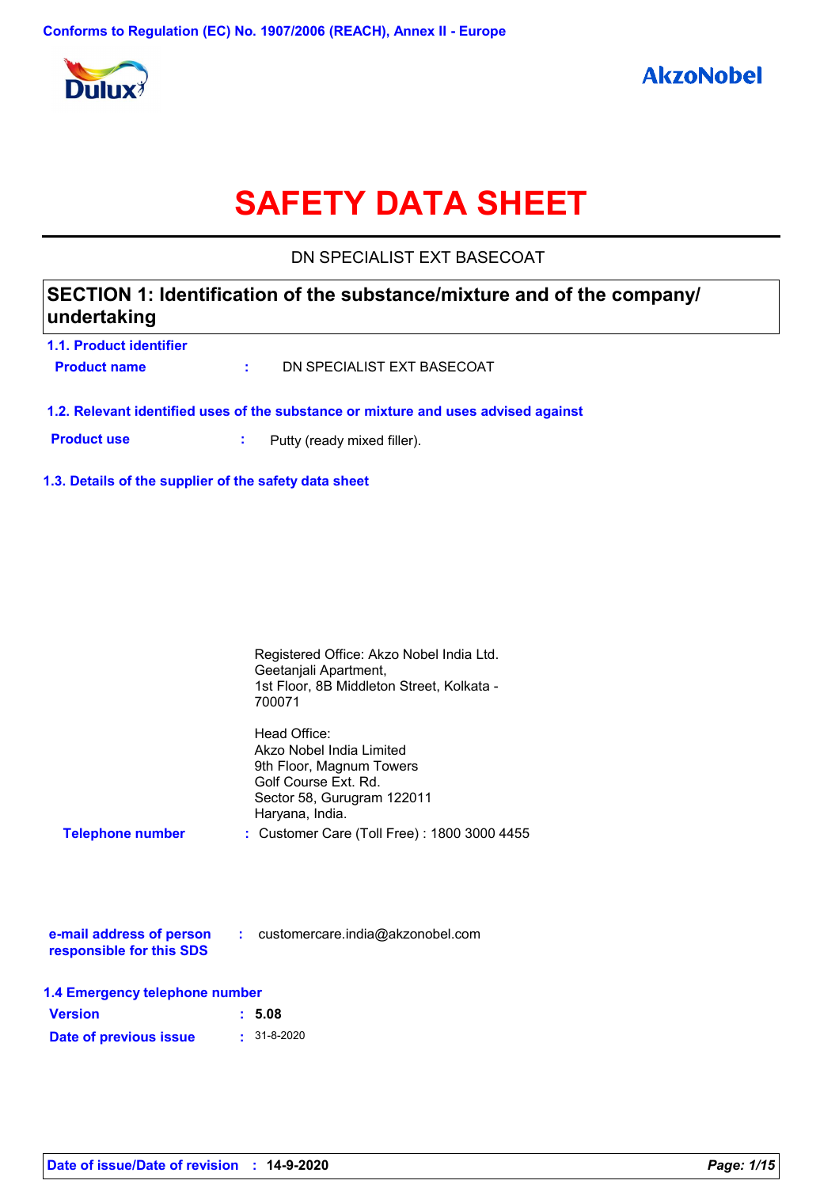Conforms to Regulation (EC) No. 1907/2006 (REACH), Annex II - Europe

Dulux

AkzoNobel

# SAFETY DATA SHEET

DN SPECIALIST EXT BASECOAT

## SECTION 1: Identification of the substance/mixture and of the company/ undertaking

### 1.1. Product identifier

**Product name** : DN SPECIALIST EXT BASECOAT

### 1.2. Relevant identified uses of the substance or mixture and uses advised against

**Product use** : Putty (ready mixed filler).

### 1.3. Details of the supplier of the safety data sheet

Registered Office: Akzo Nobel India Ltd.
Geetanjali Apartment,
1st Floor, 8B Middleton Street, Kolkata - 700071

Head Office:
Akzo Nobel India Limited
9th Floor, Magnum Towers
Golf Course Ext. Rd.
Sector 58, Gurugram 122011
Haryana, India.

**Telephone number** : Customer Care (Toll Free) : 1800 3000 4455

**e-mail address of person responsible for this SDS** : customercare.india@akzonobel.com

### 1.4 Emergency telephone number

**Version** : **5.08**

**Date of previous issue** : 31-8-2020

**Date of issue/Date of revision** : **14-9-2020**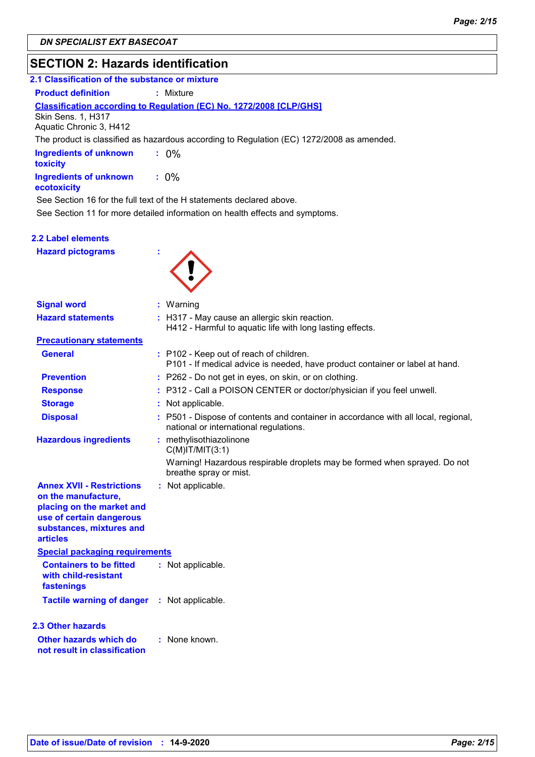## SECTION 2: Hazards identification

### 2.1 Classification of the substance or mixture

**Product definition** : Mixture

**Classification according to Regulation (EC) No. 1272/2008 [CLP/GHS]**

Skin Sens. 1, H317
Aquatic Chronic 3, H412

The product is classified as hazardous according to Regulation (EC) 1272/2008 as amended.

**Ingredients of unknown toxicity** : 0%

**Ingredients of unknown ecotoxicity** : 0%

See Section 16 for the full text of the H statements declared above.

See Section 11 for more detailed information on health effects and symptoms.

### 2.2 Label elements

**Hazard pictograms** :

**Signal word** : Warning

**Hazard statements** : H317 - May cause an allergic skin reaction.
H412 - Harmful to aquatic life with long lasting effects.

**Precautionary statements**

**General** : P102 - Keep out of reach of children.
P101 - If medical advice is needed, have product container or label at hand.

**Prevention** : P262 - Do not get in eyes, on skin, or on clothing.

**Response** : P312 - Call a POISON CENTER or doctor/physician if you feel unwell.

**Storage** : Not applicable.

**Disposal** : P501 - Dispose of contents and container in accordance with all local, regional, national or international regulations.

**Hazardous ingredients** : methylisothiazolinone
C(M)IT/MIT(3:1)

Warning! Hazardous respirable droplets may be formed when sprayed. Do not breathe spray or mist.

**Annex XVII - Restrictions on the manufacture, placing on the market and use of certain dangerous substances, mixtures and articles** : Not applicable.

**Special packaging requirements**

**Containers to be fitted with child-resistant fastenings** : Not applicable.

**Tactile warning of danger** : Not applicable.

### 2.3 Other hazards

**Other hazards which do not result in classification** : None known.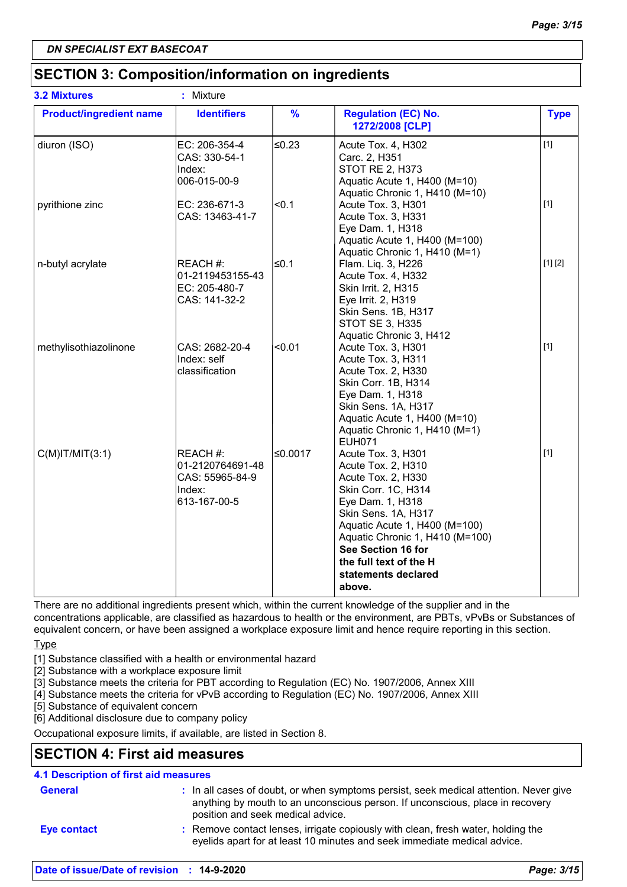**DN SPECIALIST EXT BASECOAT**

## SECTION 3: Composition/information on ingredients

**3.2 Mixtures** : Mixture

| Product/ingredient name | Identifiers | % | Regulation (EC) No. 1272/2008 [CLP] | Type |
|---|---|---|---|---|
| diuron (ISO) | EC: 206-354-4<br>CAS: 330-54-1<br>Index:<br>006-015-00-9 | ≤0.23 | Acute Tox. 4, H302<br>Carc. 2, H351<br>STOT RE 2, H373<br>Aquatic Acute 1, H400 (M=10)<br>Aquatic Chronic 1, H410 (M=10) | [1] |
| pyrithione zinc | EC: 236-671-3<br>CAS: 13463-41-7 | <0.1 | Acute Tox. 3, H301<br>Acute Tox. 3, H331<br>Eye Dam. 1, H318<br>Aquatic Acute 1, H400 (M=100)<br>Aquatic Chronic 1, H410 (M=1) | [1] |
| n-butyl acrylate | REACH #:<br>01-2119453155-43<br>EC: 205-480-7<br>CAS: 141-32-2 | ≤0.1 | Flam. Liq. 3, H226<br>Acute Tox. 4, H332<br>Skin Irrit. 2, H315<br>Eye Irrit. 2, H319<br>Skin Sens. 1B, H317<br>STOT SE 3, H335<br>Aquatic Chronic 3, H412 | [1] [2] |
| methylisothiazolinone | CAS: 2682-20-4<br>Index: self classification | <0.01 | Acute Tox. 3, H301<br>Acute Tox. 3, H311<br>Acute Tox. 2, H330<br>Skin Corr. 1B, H314<br>Eye Dam. 1, H318<br>Skin Sens. 1A, H317<br>Aquatic Acute 1, H400 (M=10)<br>Aquatic Chronic 1, H410 (M=1)<br>EUH071 | [1] |
| C(M)IT/MIT(3:1) | REACH #:<br>01-2120764691-48<br>CAS: 55965-84-9<br>Index:<br>613-167-00-5 | ≤0.0017 | Acute Tox. 3, H301<br>Acute Tox. 2, H310<br>Acute Tox. 2, H330<br>Skin Corr. 1C, H314<br>Eye Dam. 1, H318<br>Skin Sens. 1A, H317<br>Aquatic Acute 1, H400 (M=100)<br>Aquatic Chronic 1, H410 (M=100)<br>**See Section 16 for the full text of the H statements declared above.** | [1] |

There are no additional ingredients present which, within the current knowledge of the supplier and in the concentrations applicable, are classified as hazardous to health or the environment, are PBTs, vPvBs or Substances of equivalent concern, or have been assigned a workplace exposure limit and hence require reporting in this section.

Type

[1] Substance classified with a health or environmental hazard
[2] Substance with a workplace exposure limit
[3] Substance meets the criteria for PBT according to Regulation (EC) No. 1907/2006, Annex XIII
[4] Substance meets the criteria for vPvB according to Regulation (EC) No. 1907/2006, Annex XIII
[5] Substance of equivalent concern
[6] Additional disclosure due to company policy

Occupational exposure limits, if available, are listed in Section 8.

## SECTION 4: First aid measures

### 4.1 Description of first aid measures

**General** : In all cases of doubt, or when symptoms persist, seek medical attention. Never give anything by mouth to an unconscious person. If unconscious, place in recovery position and seek medical advice.

**Eye contact** : Remove contact lenses, irrigate copiously with clean, fresh water, holding the eyelids apart for at least 10 minutes and seek immediate medical advice.

**Date of issue/Date of revision** : **14-9-2020**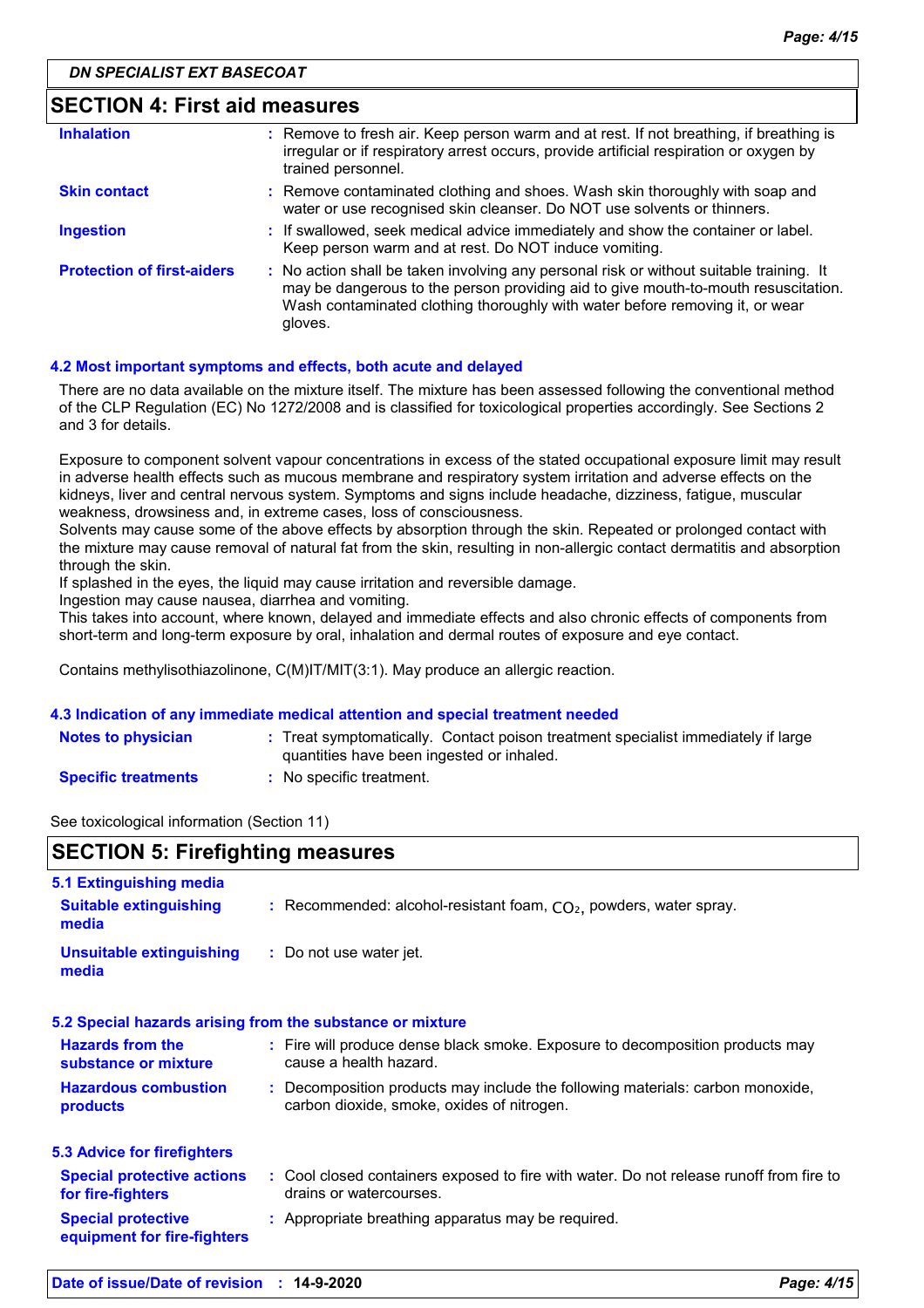DN SPECIALIST EXT BASECOAT

## SECTION 4: First aid measures

| | |
|---|---|
| **Inhalation** | Remove to fresh air. Keep person warm and at rest. If not breathing, if breathing is irregular or if respiratory arrest occurs, provide artificial respiration or oxygen by trained personnel. |
| **Skin contact** | Remove contaminated clothing and shoes. Wash skin thoroughly with soap and water or use recognised skin cleanser. Do NOT use solvents or thinners. |
| **Ingestion** | If swallowed, seek medical advice immediately and show the container or label. Keep person warm and at rest. Do NOT induce vomiting. |
| **Protection of first-aiders** | No action shall be taken involving any personal risk or without suitable training. It may be dangerous to the person providing aid to give mouth-to-mouth resuscitation. Wash contaminated clothing thoroughly with water before removing it, or wear gloves. |

### 4.2 Most important symptoms and effects, both acute and delayed

There are no data available on the mixture itself. The mixture has been assessed following the conventional method of the CLP Regulation (EC) No 1272/2008 and is classified for toxicological properties accordingly. See Sections 2 and 3 for details.

Exposure to component solvent vapour concentrations in excess of the stated occupational exposure limit may result in adverse health effects such as mucous membrane and respiratory system irritation and adverse effects on the kidneys, liver and central nervous system. Symptoms and signs include headache, dizziness, fatigue, muscular weakness, drowsiness and, in extreme cases, loss of consciousness.
Solvents may cause some of the above effects by absorption through the skin. Repeated or prolonged contact with the mixture may cause removal of natural fat from the skin, resulting in non-allergic contact dermatitis and absorption through the skin.
If splashed in the eyes, the liquid may cause irritation and reversible damage.
Ingestion may cause nausea, diarrhea and vomiting.
This takes into account, where known, delayed and immediate effects and also chronic effects of components from short-term and long-term exposure by oral, inhalation and dermal routes of exposure and eye contact.

Contains methylisothiazolinone, C(M)IT/MIT(3:1). May produce an allergic reaction.

### 4.3 Indication of any immediate medical attention and special treatment needed

| | |
|---|---|
| **Notes to physician** | Treat symptomatically. Contact poison treatment specialist immediately if large quantities have been ingested or inhaled. |
| **Specific treatments** | No specific treatment. |

See toxicological information (Section 11)

## SECTION 5: Firefighting measures

### 5.1 Extinguishing media

| | |
|---|---|
| **Suitable extinguishing media** | Recommended: alcohol-resistant foam, $CO_2$, powders, water spray. |
| **Unsuitable extinguishing media** | Do not use water jet. |

### 5.2 Special hazards arising from the substance or mixture

| | |
|---|---|
| **Hazards from the substance or mixture** | Fire will produce dense black smoke. Exposure to decomposition products may cause a health hazard. |
| **Hazardous combustion products** | Decomposition products may include the following materials: carbon monoxide, carbon dioxide, smoke, oxides of nitrogen. |

### 5.3 Advice for firefighters

| | |
|---|---|
| **Special protective actions for fire-fighters** | Cool closed containers exposed to fire with water. Do not release runoff from fire to drains or watercourses. |
| **Special protective equipment for fire-fighters** | Appropriate breathing apparatus may be required. |

Date of issue/Date of revision : 14-9-2020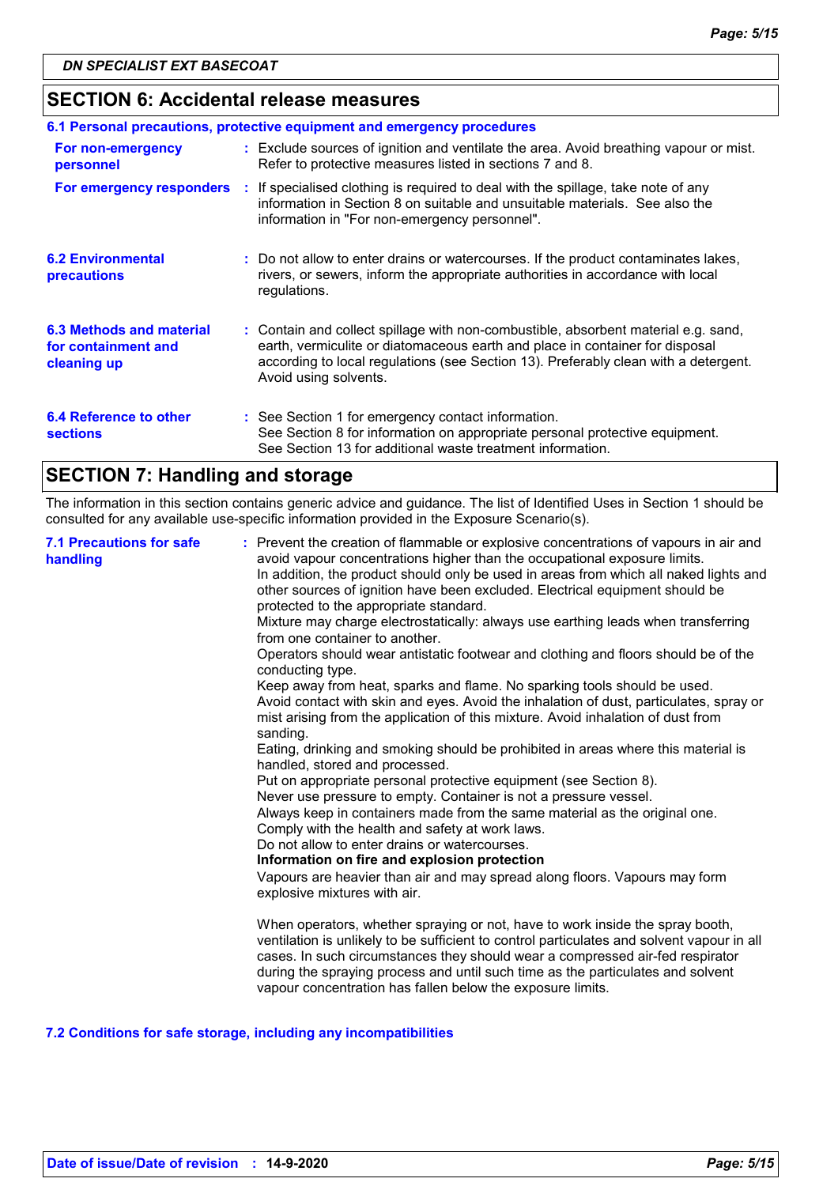**DN SPECIALIST EXT BASECOAT**

## SECTION 6: Accidental release measures

### 6.1 Personal precautions, protective equipment and emergency procedures

**For non-emergency personnel** : Exclude sources of ignition and ventilate the area. Avoid breathing vapour or mist. Refer to protective measures listed in sections 7 and 8.

**For emergency responders** : If specialised clothing is required to deal with the spillage, take note of any information in Section 8 on suitable and unsuitable materials. See also the information in "For non-emergency personnel".

**6.2 Environmental precautions** : Do not allow to enter drains or watercourses. If the product contaminates lakes, rivers, or sewers, inform the appropriate authorities in accordance with local regulations.

**6.3 Methods and material for containment and cleaning up** : Contain and collect spillage with non-combustible, absorbent material e.g. sand, earth, vermiculite or diatomaceous earth and place in container for disposal according to local regulations (see Section 13). Preferably clean with a detergent. Avoid using solvents.

**6.4 Reference to other sections** : See Section 1 for emergency contact information.
See Section 8 for information on appropriate personal protective equipment.
See Section 13 for additional waste treatment information.

## SECTION 7: Handling and storage

The information in this section contains generic advice and guidance. The list of Identified Uses in Section 1 should be consulted for any available use-specific information provided in the Exposure Scenario(s).

**7.1 Precautions for safe handling** : Prevent the creation of flammable or explosive concentrations of vapours in air and avoid vapour concentrations higher than the occupational exposure limits.
In addition, the product should only be used in areas from which all naked lights and other sources of ignition have been excluded. Electrical equipment should be protected to the appropriate standard.
Mixture may charge electrostatically: always use earthing leads when transferring from one container to another.
Operators should wear antistatic footwear and clothing and floors should be of the conducting type.
Keep away from heat, sparks and flame. No sparking tools should be used.
Avoid contact with skin and eyes. Avoid the inhalation of dust, particulates, spray or mist arising from the application of this mixture. Avoid inhalation of dust from sanding.
Eating, drinking and smoking should be prohibited in areas where this material is handled, stored and processed.
Put on appropriate personal protective equipment (see Section 8).
Never use pressure to empty. Container is not a pressure vessel.
Always keep in containers made from the same material as the original one.
Comply with the health and safety at work laws.
Do not allow to enter drains or watercourses.
**Information on fire and explosion protection**
Vapours are heavier than air and may spread along floors. Vapours may form explosive mixtures with air.

When operators, whether spraying or not, have to work inside the spray booth, ventilation is unlikely to be sufficient to control particulates and solvent vapour in all cases. In such circumstances they should wear a compressed air-fed respirator during the spraying process and until such time as the particulates and solvent vapour concentration has fallen below the exposure limits.

### 7.2 Conditions for safe storage, including any incompatibilities

**Date of issue/Date of revision** : **14-9-2020**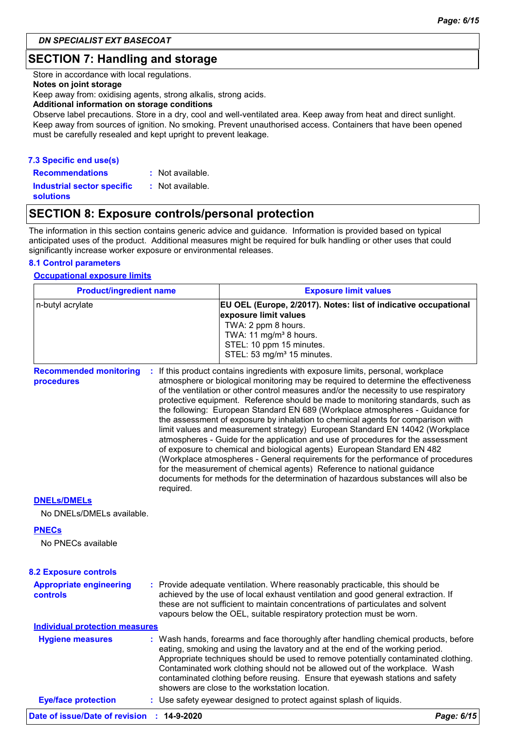## SECTION 7: Handling and storage

Store in accordance with local regulations.

**Notes on joint storage**

Keep away from: oxidising agents, strong alkalis, strong acids.

**Additional information on storage conditions**

Observe label precautions. Store in a dry, cool and well-ventilated area. Keep away from heat and direct sunlight. Keep away from sources of ignition. No smoking. Prevent unauthorised access. Containers that have been opened must be carefully resealed and kept upright to prevent leakage.

### 7.3 Specific end use(s)

**Recommendations** : Not available.

**Industrial sector specific solutions** : Not available.

## SECTION 8: Exposure controls/personal protection

The information in this section contains generic advice and guidance. Information is provided based on typical anticipated uses of the product. Additional measures might be required for bulk handling or other uses that could significantly increase worker exposure or environmental releases.

### 8.1 Control parameters

**Occupational exposure limits**

| Product/ingredient name | Exposure limit values |
|---|---|
| n-butyl acrylate | **EU OEL (Europe, 2/2017). Notes: list of indicative occupational exposure limit values**<br>TWA: 2 ppm 8 hours.<br>TWA: 11 mg/m³ 8 hours.<br>STEL: 10 ppm 15 minutes.<br>STEL: 53 mg/m³ 15 minutes. |

**Recommended monitoring procedures** : If this product contains ingredients with exposure limits, personal, workplace atmosphere or biological monitoring may be required to determine the effectiveness of the ventilation or other control measures and/or the necessity to use respiratory protective equipment. Reference should be made to monitoring standards, such as the following: European Standard EN 689 (Workplace atmospheres - Guidance for the assessment of exposure by inhalation to chemical agents for comparison with limit values and measurement strategy) European Standard EN 14042 (Workplace atmospheres - Guide for the application and use of procedures for the assessment of exposure to chemical and biological agents) European Standard EN 482 (Workplace atmospheres - General requirements for the performance of procedures for the measurement of chemical agents) Reference to national guidance documents for methods for the determination of hazardous substances will also be required.

**DNELs/DMELs**

No DNELs/DMELs available.

**PNECs**

No PNECs available

### 8.2 Exposure controls

**Appropriate engineering controls** : Provide adequate ventilation. Where reasonably practicable, this should be achieved by the use of local exhaust ventilation and good general extraction. If these are not sufficient to maintain concentrations of particulates and solvent vapours below the OEL, suitable respiratory protection must be worn.

**Individual protection measures**

**Hygiene measures** : Wash hands, forearms and face thoroughly after handling chemical products, before eating, smoking and using the lavatory and at the end of the working period. Appropriate techniques should be used to remove potentially contaminated clothing. Contaminated work clothing should not be allowed out of the workplace. Wash contaminated clothing before reusing. Ensure that eyewash stations and safety showers are close to the workstation location.

**Eye/face protection** : Use safety eyewear designed to protect against splash of liquids.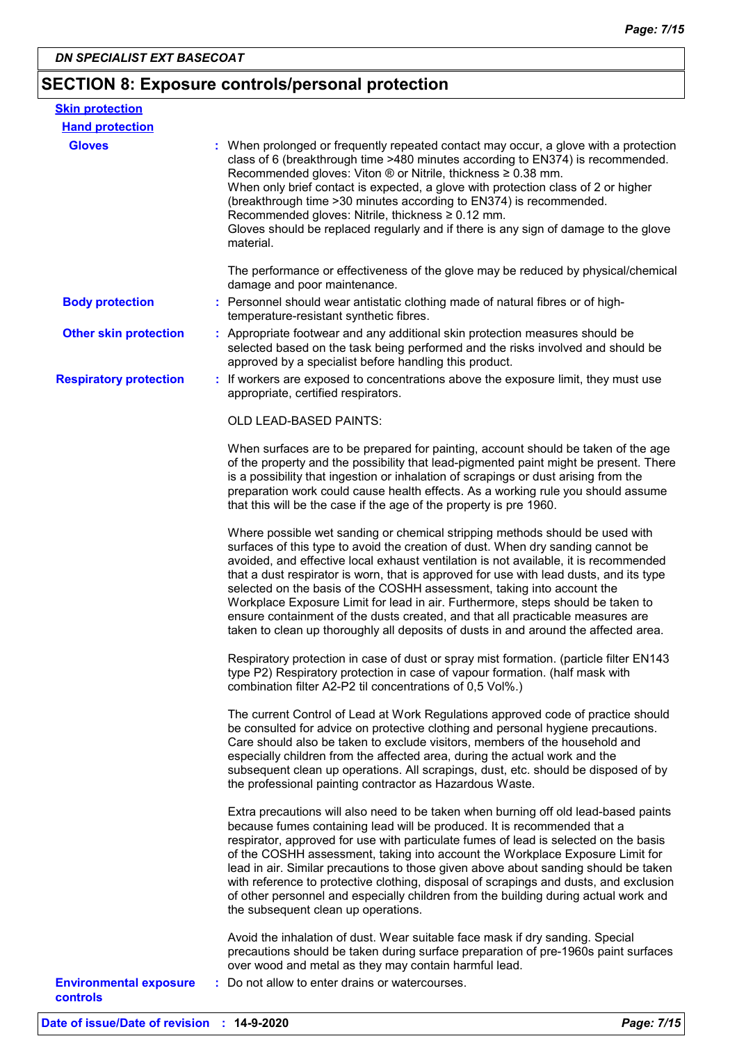## SECTION 8: Exposure controls/personal protection

**Skin protection**

**Hand protection**

**Gloves** : When prolonged or frequently repeated contact may occur, a glove with a protection class of 6 (breakthrough time >480 minutes according to EN374) is recommended. Recommended gloves: Viton ® or Nitrile, thickness ≥ 0.38 mm.
When only brief contact is expected, a glove with protection class of 2 or higher (breakthrough time >30 minutes according to EN374) is recommended. Recommended gloves: Nitrile, thickness ≥ 0.12 mm.
Gloves should be replaced regularly and if there is any sign of damage to the glove material.

The performance or effectiveness of the glove may be reduced by physical/chemical damage and poor maintenance.

**Body protection** : Personnel should wear antistatic clothing made of natural fibres or of high-temperature-resistant synthetic fibres.

**Other skin protection** : Appropriate footwear and any additional skin protection measures should be selected based on the task being performed and the risks involved and should be approved by a specialist before handling this product.

**Respiratory protection** : If workers are exposed to concentrations above the exposure limit, they must use appropriate, certified respirators.

OLD LEAD-BASED PAINTS:

When surfaces are to be prepared for painting, account should be taken of the age of the property and the possibility that lead-pigmented paint might be present. There is a possibility that ingestion or inhalation of scrapings or dust arising from the preparation work could cause health effects. As a working rule you should assume that this will be the case if the age of the property is pre 1960.

Where possible wet sanding or chemical stripping methods should be used with surfaces of this type to avoid the creation of dust. When dry sanding cannot be avoided, and effective local exhaust ventilation is not available, it is recommended that a dust respirator is worn, that is approved for use with lead dusts, and its type selected on the basis of the COSHH assessment, taking into account the Workplace Exposure Limit for lead in air. Furthermore, steps should be taken to ensure containment of the dusts created, and that all practicable measures are taken to clean up thoroughly all deposits of dusts in and around the affected area.

Respiratory protection in case of dust or spray mist formation. (particle filter EN143 type P2) Respiratory protection in case of vapour formation. (half mask with combination filter A2-P2 til concentrations of 0,5 Vol%.)

The current Control of Lead at Work Regulations approved code of practice should be consulted for advice on protective clothing and personal hygiene precautions. Care should also be taken to exclude visitors, members of the household and especially children from the affected area, during the actual work and the subsequent clean up operations. All scrapings, dust, etc. should be disposed of by the professional painting contractor as Hazardous Waste.

Extra precautions will also need to be taken when burning off old lead-based paints because fumes containing lead will be produced. It is recommended that a respirator, approved for use with particulate fumes of lead is selected on the basis of the COSHH assessment, taking into account the Workplace Exposure Limit for lead in air. Similar precautions to those given above about sanding should be taken with reference to protective clothing, disposal of scrapings and dusts, and exclusion of other personnel and especially children from the building during actual work and the subsequent clean up operations.

Avoid the inhalation of dust. Wear suitable face mask if dry sanding. Special precautions should be taken during surface preparation of pre-1960s paint surfaces over wood and metal as they may contain harmful lead.

**Environmental exposure controls** : Do not allow to enter drains or watercourses.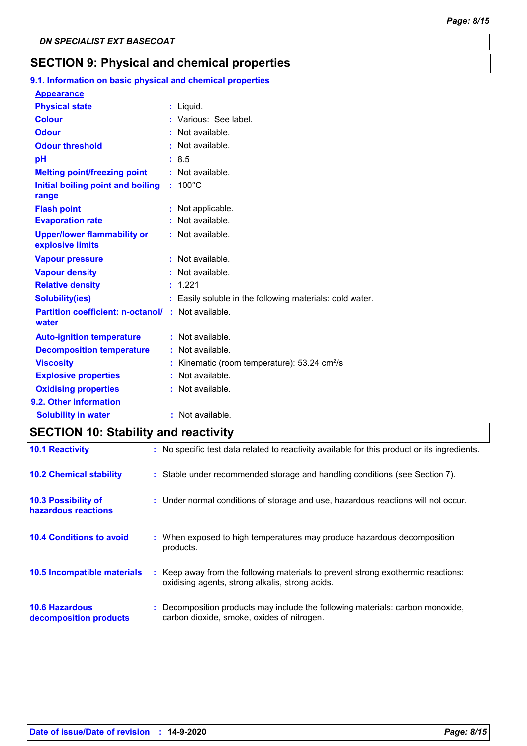**DN SPECIALIST EXT BASECOAT**

## SECTION 9: Physical and chemical properties

### 9.1. Information on basic physical and chemical properties

**Appearance**

| | | |
|---|---|---|
| **Physical state** | : | Liquid. |
| **Colour** | : | Various: See label. |
| **Odour** | : | Not available. |
| **Odour threshold** | : | Not available. |
| **pH** | : | 8.5 |
| **Melting point/freezing point** | : | Not available. |
| **Initial boiling point and boiling range** | : | 100°C |
| **Flash point** | : | Not applicable. |
| **Evaporation rate** | : | Not available. |
| **Upper/lower flammability or explosive limits** | : | Not available. |
| **Vapour pressure** | : | Not available. |
| **Vapour density** | : | Not available. |
| **Relative density** | : | 1.221 |
| **Solubility(ies)** | : | Easily soluble in the following materials: cold water. |
| **Partition coefficient: n-octanol/ water** | : | Not available. |
| **Auto-ignition temperature** | : | Not available. |
| **Decomposition temperature** | : | Not available. |
| **Viscosity** | : | Kinematic (room temperature): 53.24 $cm^2/s$ |
| **Explosive properties** | : | Not available. |
| **Oxidising properties** | : | Not available. |

### 9.2. Other information

| | | |
|---|---|---|
| **Solubility in water** | : | Not available. |

## SECTION 10: Stability and reactivity

| | | |
|---|---|---|
| **10.1 Reactivity** | : | No specific test data related to reactivity available for this product or its ingredients. |
| **10.2 Chemical stability** | : | Stable under recommended storage and handling conditions (see Section 7). |
| **10.3 Possibility of hazardous reactions** | : | Under normal conditions of storage and use, hazardous reactions will not occur. |
| **10.4 Conditions to avoid** | : | When exposed to high temperatures may produce hazardous decomposition products. |
| **10.5 Incompatible materials** | : | Keep away from the following materials to prevent strong exothermic reactions: oxidising agents, strong alkalis, strong acids. |
| **10.6 Hazardous decomposition products** | : | Decomposition products may include the following materials: carbon monoxide, carbon dioxide, smoke, oxides of nitrogen. |

**Date of issue/Date of revision** : **14-9-2020**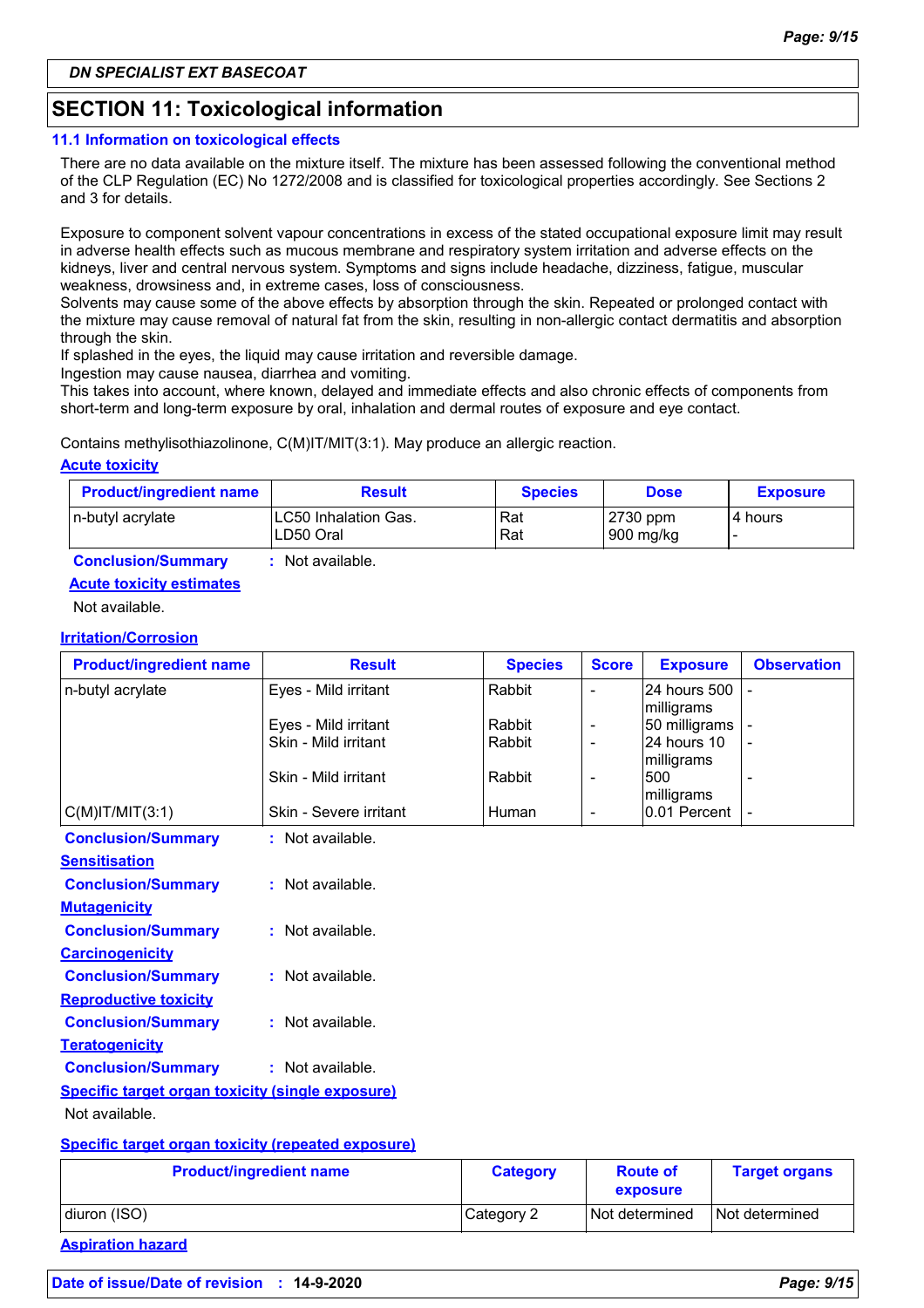DN SPECIALIST EXT BASECOAT

## SECTION 11: Toxicological information

### 11.1 Information on toxicological effects

There are no data available on the mixture itself. The mixture has been assessed following the conventional method of the CLP Regulation (EC) No 1272/2008 and is classified for toxicological properties accordingly. See Sections 2 and 3 for details.

Exposure to component solvent vapour concentrations in excess of the stated occupational exposure limit may result in adverse health effects such as mucous membrane and respiratory system irritation and adverse effects on the kidneys, liver and central nervous system. Symptoms and signs include headache, dizziness, fatigue, muscular weakness, drowsiness and, in extreme cases, loss of consciousness.
Solvents may cause some of the above effects by absorption through the skin. Repeated or prolonged contact with the mixture may cause removal of natural fat from the skin, resulting in non-allergic contact dermatitis and absorption through the skin.
If splashed in the eyes, the liquid may cause irritation and reversible damage.
Ingestion may cause nausea, diarrhea and vomiting.
This takes into account, where known, delayed and immediate effects and also chronic effects of components from short-term and long-term exposure by oral, inhalation and dermal routes of exposure and eye contact.

Contains methylisothiazolinone, C(M)IT/MIT(3:1). May produce an allergic reaction.

**Acute toxicity**

| Product/ingredient name | Result | Species | Dose | Exposure |
|---|---|---|---|---|
| n-butyl acrylate | LC50 Inhalation Gas. | Rat | 2730 ppm | 4 hours |
| | LD50 Oral | Rat | 900 mg/kg | - |

**Conclusion/Summary** : Not available.

**Acute toxicity estimates**

Not available.

**Irritation/Corrosion**

| Product/ingredient name | Result | Species | Score | Exposure | Observation |
|---|---|---|---|---|---|
| n-butyl acrylate | Eyes - Mild irritant | Rabbit | - | 24 hours 500 milligrams | - |
| | Eyes - Mild irritant | Rabbit | - | 50 milligrams | - |
| | Skin - Mild irritant | Rabbit | - | 24 hours 10 milligrams | - |
| | Skin - Mild irritant | Rabbit | - | 500 milligrams | - |
| C(M)IT/MIT(3:1) | Skin - Severe irritant | Human | - | 0.01 Percent | - |

**Conclusion/Summary** : Not available.

**Sensitisation**

**Conclusion/Summary** : Not available.

**Mutagenicity**

**Conclusion/Summary** : Not available.

**Carcinogenicity**

**Conclusion/Summary** : Not available.

**Reproductive toxicity**

**Conclusion/Summary** : Not available.

**Teratogenicity**

**Conclusion/Summary** : Not available.

**Specific target organ toxicity (single exposure)**

Not available.

**Specific target organ toxicity (repeated exposure)**

| Product/ingredient name | Category | Route of exposure | Target organs |
|---|---|---|---|
| diuron (ISO) | Category 2 | Not determined | Not determined |

**Aspiration hazard**

Date of issue/Date of revision : 14-9-2020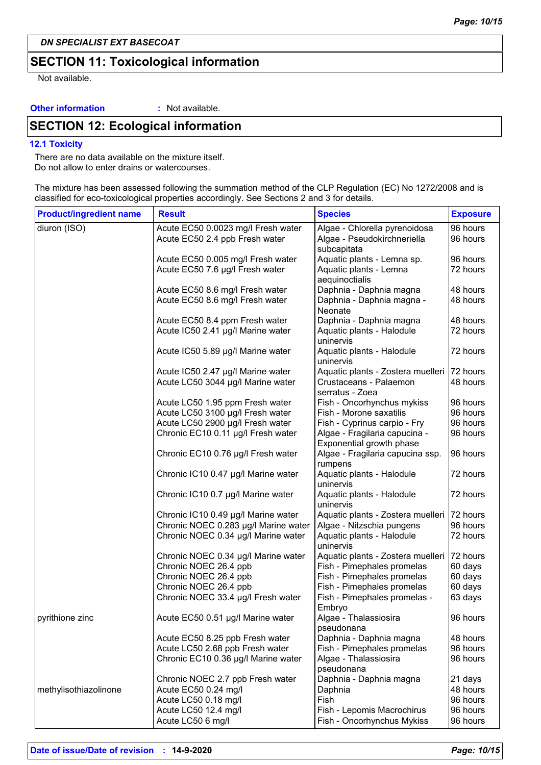**DN SPECIALIST EXT BASECOAT**

## SECTION 11: Toxicological information

Not available.

**Other information** : Not available.

## SECTION 12: Ecological information

### 12.1 Toxicity

There are no data available on the mixture itself.
Do not allow to enter drains or watercourses.

The mixture has been assessed following the summation method of the CLP Regulation (EC) No 1272/2008 and is classified for eco-toxicological properties accordingly. See Sections 2 and 3 for details.

| Product/ingredient name | Result | Species | Exposure |
|---|---|---|---|
| diuron (ISO) | Acute EC50 0.0023 mg/l Fresh water | Algae - Chlorella pyrenoidosa | 96 hours |
| | Acute EC50 2.4 ppb Fresh water | Algae - Pseudokirchneriella subcapitata | 96 hours |
| | Acute EC50 0.005 mg/l Fresh water | Aquatic plants - Lemna sp. | 96 hours |
| | Acute EC50 7.6 µg/l Fresh water | Aquatic plants - Lemna aequinoctialis | 72 hours |
| | Acute EC50 8.6 mg/l Fresh water | Daphnia - Daphnia magna | 48 hours |
| | Acute EC50 8.6 mg/l Fresh water | Daphnia - Daphnia magna - Neonate | 48 hours |
| | Acute EC50 8.4 ppm Fresh water | Daphnia - Daphnia magna | 48 hours |
| | Acute IC50 2.41 µg/l Marine water | Aquatic plants - Halodule uninervis | 72 hours |
| | Acute IC50 5.89 µg/l Marine water | Aquatic plants - Halodule uninervis | 72 hours |
| | Acute IC50 2.47 µg/l Marine water | Aquatic plants - Zostera muelleri | 72 hours |
| | Acute LC50 3044 µg/l Marine water | Crustaceans - Palaemon serratus - Zoea | 48 hours |
| | Acute LC50 1.95 ppm Fresh water | Fish - Oncorhynchus mykiss | 96 hours |
| | Acute LC50 3100 µg/l Fresh water | Fish - Morone saxatilis | 96 hours |
| | Acute LC50 2900 µg/l Fresh water | Fish - Cyprinus carpio - Fry | 96 hours |
| | Chronic EC10 0.11 µg/l Fresh water | Algae - Fragilaria capucina - Exponential growth phase | 96 hours |
| | Chronic EC10 0.76 µg/l Fresh water | Algae - Fragilaria capucina ssp. rumpens | 96 hours |
| | Chronic IC10 0.47 µg/l Marine water | Aquatic plants - Halodule uninervis | 72 hours |
| | Chronic IC10 0.7 µg/l Marine water | Aquatic plants - Halodule uninervis | 72 hours |
| | Chronic IC10 0.49 µg/l Marine water | Aquatic plants - Zostera muelleri | 72 hours |
| | Chronic NOEC 0.283 µg/l Marine water | Algae - Nitzschia pungens | 96 hours |
| | Chronic NOEC 0.34 µg/l Marine water | Aquatic plants - Halodule uninervis | 72 hours |
| | Chronic NOEC 0.34 µg/l Marine water | Aquatic plants - Zostera muelleri | 72 hours |
| | Chronic NOEC 26.4 ppb | Fish - Pimephales promelas | 60 days |
| | Chronic NOEC 26.4 ppb | Fish - Pimephales promelas | 60 days |
| | Chronic NOEC 26.4 ppb | Fish - Pimephales promelas | 60 days |
| | Chronic NOEC 33.4 µg/l Fresh water | Fish - Pimephales promelas - Embryo | 63 days |
| pyrithione zinc | Acute EC50 0.51 µg/l Marine water | Algae - Thalassiosira pseudonana | 96 hours |
| | Acute EC50 8.25 ppb Fresh water | Daphnia - Daphnia magna | 48 hours |
| | Acute LC50 2.68 ppb Fresh water | Fish - Pimephales promelas | 96 hours |
| | Chronic EC10 0.36 µg/l Marine water | Algae - Thalassiosira pseudonana | 96 hours |
| | Chronic NOEC 2.7 ppb Fresh water | Daphnia - Daphnia magna | 21 days |
| methylisothiazolinone | Acute EC50 0.24 mg/l | Daphnia | 48 hours |
| | Acute LC50 0.18 mg/l | Fish | 96 hours |
| | Acute LC50 12.4 mg/l | Fish - Lepomis Macrochirus | 96 hours |
| | Acute LC50 6 mg/l | Fish - Oncorhynchus Mykiss | 96 hours |

**Date of issue/Date of revision** : **14-9-2020**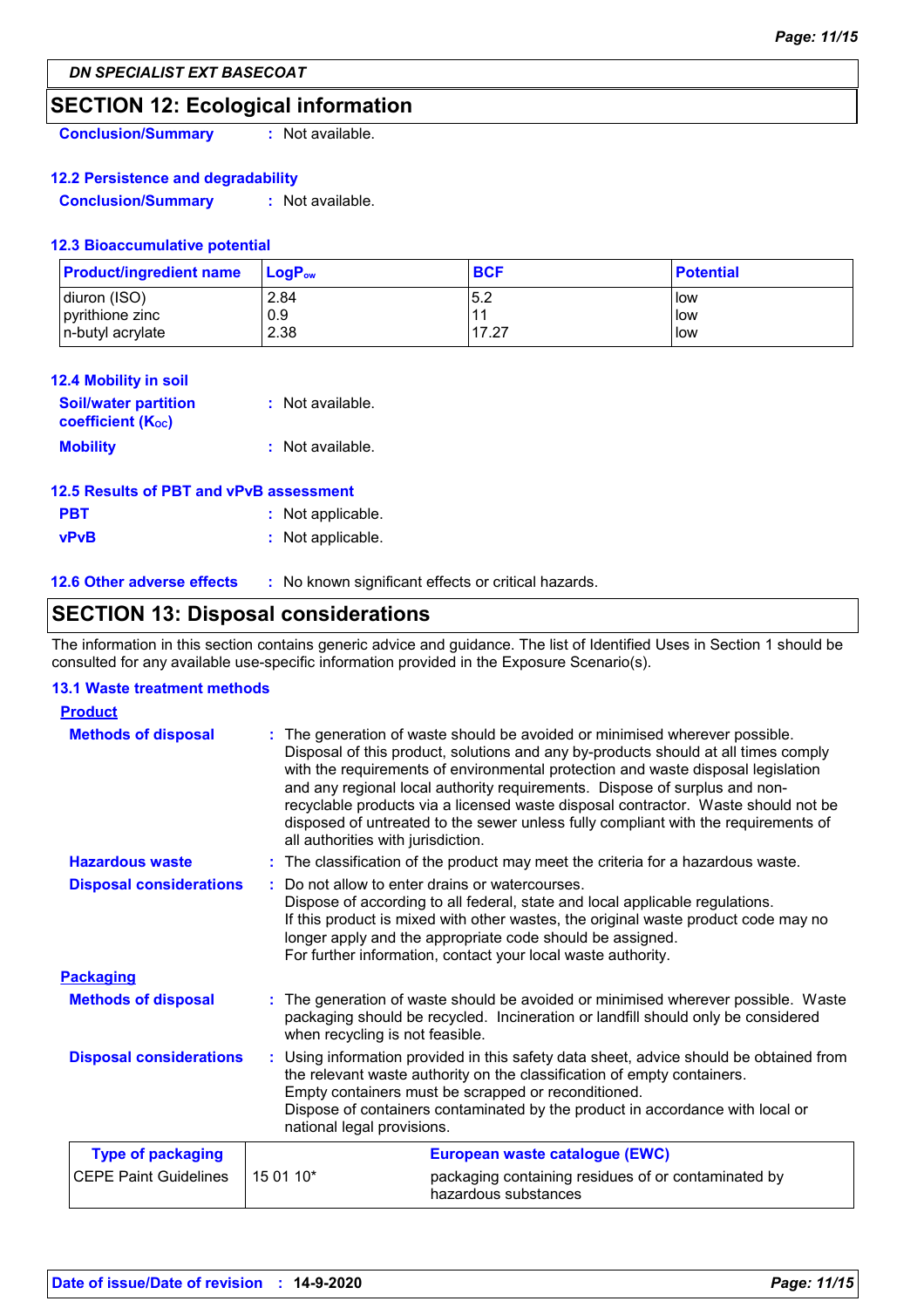DN SPECIALIST EXT BASECOAT

## SECTION 12: Ecological information

**Conclusion/Summary** : Not available.

### 12.2 Persistence and degradability

**Conclusion/Summary** : Not available.

### 12.3 Bioaccumulative potential

| Product/ingredient name | $LogP_{ow}$ | BCF | Potential |
|---|---|---|---|
| diuron (ISO) | 2.84 | 5.2 | low |
| pyrithione zinc | 0.9 | 11 | low |
| n-butyl acrylate | 2.38 | 17.27 | low |

### 12.4 Mobility in soil

**Soil/water partition coefficient ($K_{OC}$)** : Not available.

**Mobility** : Not available.

### 12.5 Results of PBT and vPvB assessment

**PBT** : Not applicable.

**vPvB** : Not applicable.

### 12.6 Other adverse effects

: No known significant effects or critical hazards.

## SECTION 13: Disposal considerations

The information in this section contains generic advice and guidance. The list of Identified Uses in Section 1 should be consulted for any available use-specific information provided in the Exposure Scenario(s).

### 13.1 Waste treatment methods

**Product**

**Methods of disposal** : The generation of waste should be avoided or minimised wherever possible. Disposal of this product, solutions and any by-products should at all times comply with the requirements of environmental protection and waste disposal legislation and any regional local authority requirements. Dispose of surplus and non-recyclable products via a licensed waste disposal contractor. Waste should not be disposed of untreated to the sewer unless fully compliant with the requirements of all authorities with jurisdiction.

**Hazardous waste** : The classification of the product may meet the criteria for a hazardous waste.

**Disposal considerations** : Do not allow to enter drains or watercourses.
Dispose of according to all federal, state and local applicable regulations.
If this product is mixed with other wastes, the original waste product code may no longer apply and the appropriate code should be assigned.
For further information, contact your local waste authority.

**Packaging**

**Methods of disposal** : The generation of waste should be avoided or minimised wherever possible. Waste packaging should be recycled. Incineration or landfill should only be considered when recycling is not feasible.

**Disposal considerations** : Using information provided in this safety data sheet, advice should be obtained from the relevant waste authority on the classification of empty containers.
Empty containers must be scrapped or reconditioned.
Dispose of containers contaminated by the product in accordance with local or national legal provisions.

| Type of packaging | European waste catalogue (EWC) | |
|---|---|---|
| CEPE Paint Guidelines | 15 01 10* | packaging containing residues of or contaminated by hazardous substances |

Date of issue/Date of revision : 14-9-2020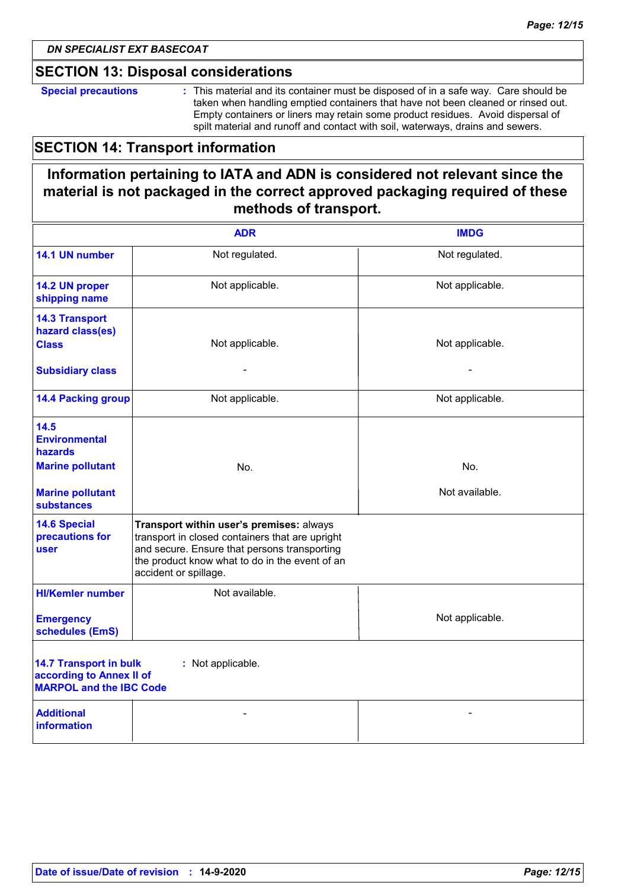**DN SPECIALIST EXT BASECOAT**

## SECTION 13: Disposal considerations

**Special precautions** : This material and its container must be disposed of in a safe way. Care should be taken when handling emptied containers that have not been cleaned or rinsed out. Empty containers or liners may retain some product residues. Avoid dispersal of spilt material and runoff and contact with soil, waterways, drains and sewers.

## SECTION 14: Transport information

**Information pertaining to IATA and ADN is considered not relevant since the material is not packaged in the correct approved packaging required of these methods of transport.**

| | ADR | IMDG |
|---|---|---|
| **14.1 UN number** | Not regulated. | Not regulated. |
| **14.2 UN proper shipping name** | Not applicable. | Not applicable. |
| **14.3 Transport hazard class(es)** **Class** | Not applicable. | Not applicable. |
| **Subsidiary class** | - | - |
| **14.4 Packing group** | Not applicable. | Not applicable. |
| **14.5 Environmental hazards** **Marine pollutant** | No. | No. |
| **Marine pollutant substances** | | Not available. |
| **14.6 Special precautions for user** | **Transport within user's premises:** always transport in closed containers that are upright and secure. Ensure that persons transporting the product know what to do in the event of an accident or spillage. | |
| **HI/Kemler number** | Not available. | |
| **Emergency schedules (EmS)** | | Not applicable. |
| **14.7 Transport in bulk according to Annex II of MARPOL and the IBC Code** | : Not applicable. | |
| **Additional information** | - | - |

**Date of issue/Date of revision** : **14-9-2020**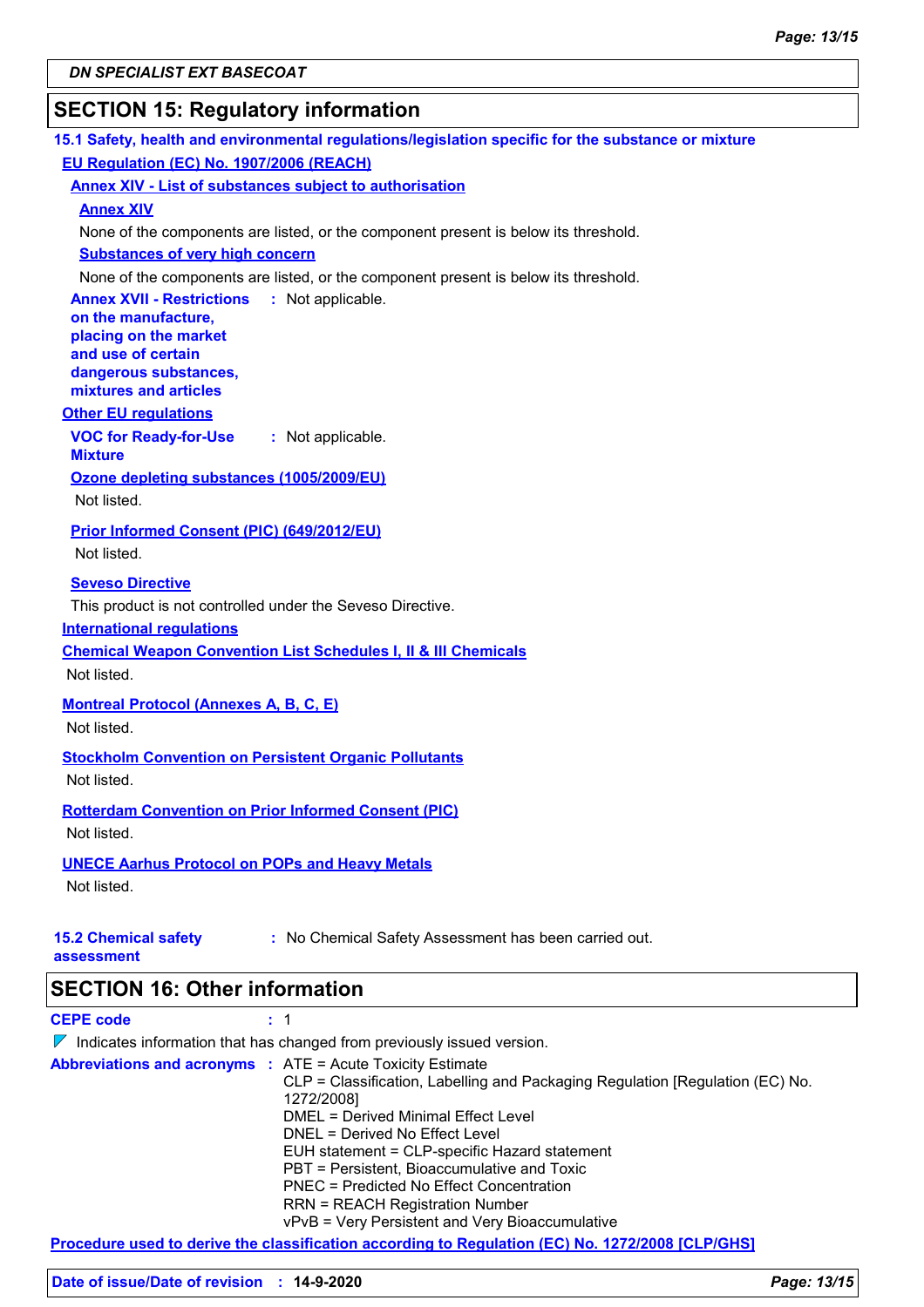## SECTION 15: Regulatory information

### 15.1 Safety, health and environmental regulations/legislation specific for the substance or mixture

**EU Regulation (EC) No. 1907/2006 (REACH)**

**Annex XIV - List of substances subject to authorisation**

**Annex XIV**

None of the components are listed, or the component present is below its threshold.

**Substances of very high concern**

None of the components are listed, or the component present is below its threshold.

**Annex XVII - Restrictions on the manufacture, placing on the market and use of certain dangerous substances, mixtures and articles** : Not applicable.

**Other EU regulations**

**VOC for Ready-for-Use Mixture** : Not applicable.

**Ozone depleting substances (1005/2009/EU)**

Not listed.

**Prior Informed Consent (PIC) (649/2012/EU)**

Not listed.

**Seveso Directive**

This product is not controlled under the Seveso Directive.

**International regulations**

**Chemical Weapon Convention List Schedules I, II & III Chemicals**

Not listed.

**Montreal Protocol (Annexes A, B, C, E)**

Not listed.

**Stockholm Convention on Persistent Organic Pollutants**

Not listed.

**Rotterdam Convention on Prior Informed Consent (PIC)**

Not listed.

**UNECE Aarhus Protocol on POPs and Heavy Metals**

Not listed.

**15.2 Chemical safety assessment** : No Chemical Safety Assessment has been carried out.

## SECTION 16: Other information

**CEPE code** : 1

Indicates information that has changed from previously issued version.

**Abbreviations and acronyms** :
- ATE = Acute Toxicity Estimate
- CLP = Classification, Labelling and Packaging Regulation [Regulation (EC) No. 1272/2008]
- DMEL = Derived Minimal Effect Level
- DNEL = Derived No Effect Level
- EUH statement = CLP-specific Hazard statement
- PBT = Persistent, Bioaccumulative and Toxic
- PNEC = Predicted No Effect Concentration
- RRN = REACH Registration Number
- vPvB = Very Persistent and Very Bioaccumulative

**Procedure used to derive the classification according to Regulation (EC) No. 1272/2008 [CLP/GHS]**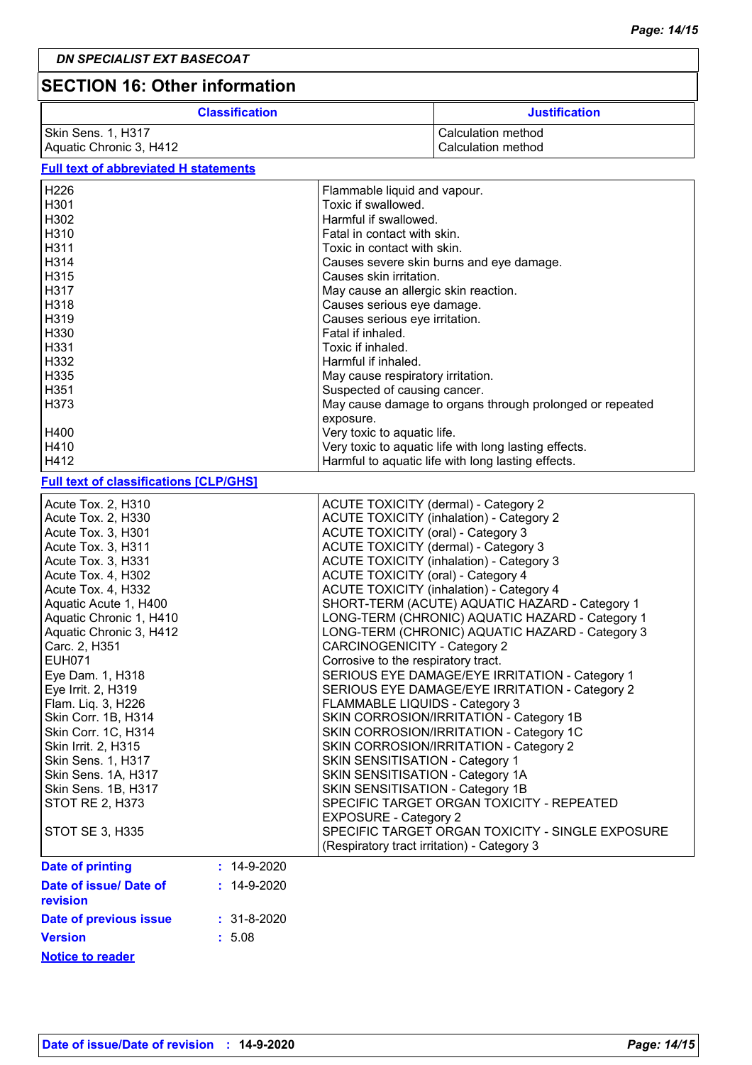**DN SPECIALIST EXT BASECOAT**

## SECTION 16: Other information

| Classification | Justification |
|---|---|
| Skin Sens. 1, H317<br>Aquatic Chronic 3, H412 | Calculation method<br>Calculation method |

**Full text of abbreviated H statements**

| | |
|---|---|
| H226 | Flammable liquid and vapour. |
| H301 | Toxic if swallowed. |
| H302 | Harmful if swallowed. |
| H310 | Fatal in contact with skin. |
| H311 | Toxic in contact with skin. |
| H314 | Causes severe skin burns and eye damage. |
| H315 | Causes skin irritation. |
| H317 | May cause an allergic skin reaction. |
| H318 | Causes serious eye damage. |
| H319 | Causes serious eye irritation. |
| H330 | Fatal if inhaled. |
| H331 | Toxic if inhaled. |
| H332 | Harmful if inhaled. |
| H335 | May cause respiratory irritation. |
| H351 | Suspected of causing cancer. |
| H373 | May cause damage to organs through prolonged or repeated exposure. |
| H400 | Very toxic to aquatic life. |
| H410 | Very toxic to aquatic life with long lasting effects. |
| H412 | Harmful to aquatic life with long lasting effects. |

**Full text of classifications [CLP/GHS]**

| | |
|---|---|
| Acute Tox. 2, H310 | ACUTE TOXICITY (dermal) - Category 2 |
| Acute Tox. 2, H330 | ACUTE TOXICITY (inhalation) - Category 2 |
| Acute Tox. 3, H301 | ACUTE TOXICITY (oral) - Category 3 |
| Acute Tox. 3, H311 | ACUTE TOXICITY (dermal) - Category 3 |
| Acute Tox. 3, H331 | ACUTE TOXICITY (inhalation) - Category 3 |
| Acute Tox. 4, H302 | ACUTE TOXICITY (oral) - Category 4 |
| Acute Tox. 4, H332 | ACUTE TOXICITY (inhalation) - Category 4 |
| Aquatic Acute 1, H400 | SHORT-TERM (ACUTE) AQUATIC HAZARD - Category 1 |
| Aquatic Chronic 1, H410 | LONG-TERM (CHRONIC) AQUATIC HAZARD - Category 1 |
| Aquatic Chronic 3, H412 | LONG-TERM (CHRONIC) AQUATIC HAZARD - Category 3 |
| Carc. 2, H351 | CARCINOGENICITY - Category 2 |
| EUH071 | Corrosive to the respiratory tract. |
| Eye Dam. 1, H318 | SERIOUS EYE DAMAGE/EYE IRRITATION - Category 1 |
| Eye Irrit. 2, H319 | SERIOUS EYE DAMAGE/EYE IRRITATION - Category 2 |
| Flam. Liq. 3, H226 | FLAMMABLE LIQUIDS - Category 3 |
| Skin Corr. 1B, H314 | SKIN CORROSION/IRRITATION - Category 1B |
| Skin Corr. 1C, H314 | SKIN CORROSION/IRRITATION - Category 1C |
| Skin Irrit. 2, H315 | SKIN CORROSION/IRRITATION - Category 2 |
| Skin Sens. 1, H317 | SKIN SENSITISATION - Category 1 |
| Skin Sens. 1A, H317 | SKIN SENSITISATION - Category 1A |
| Skin Sens. 1B, H317 | SKIN SENSITISATION - Category 1B |
| STOT RE 2, H373 | SPECIFIC TARGET ORGAN TOXICITY - REPEATED EXPOSURE - Category 2 |
| STOT SE 3, H335 | SPECIFIC TARGET ORGAN TOXICITY - SINGLE EXPOSURE (Respiratory tract irritation) - Category 3 |

**Date of printing** : 14-9-2020

**Date of issue/ Date of revision** : 14-9-2020

**Date of previous issue** : 31-8-2020

**Version** : 5.08

**Notice to reader**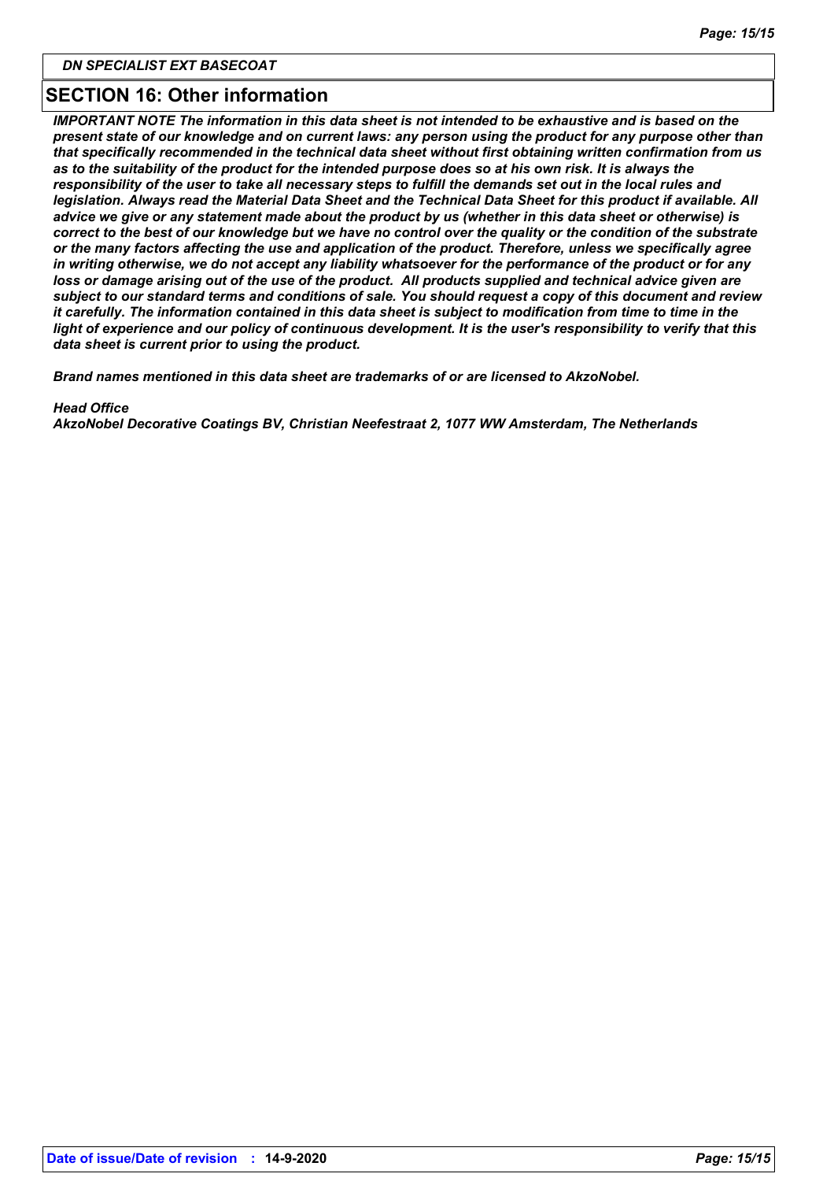## SECTION 16: Other information

***IMPORTANT NOTE The information in this data sheet is not intended to be exhaustive and is based on the present state of our knowledge and on current laws: any person using the product for any purpose other than that specifically recommended in the technical data sheet without first obtaining written confirmation from us as to the suitability of the product for the intended purpose does so at his own risk. It is always the responsibility of the user to take all necessary steps to fulfill the demands set out in the local rules and legislation. Always read the Material Data Sheet and the Technical Data Sheet for this product if available. All advice we give or any statement made about the product by us (whether in this data sheet or otherwise) is correct to the best of our knowledge but we have no control over the quality or the condition of the substrate or the many factors affecting the use and application of the product. Therefore, unless we specifically agree in writing otherwise, we do not accept any liability whatsoever for the performance of the product or for any loss or damage arising out of the use of the product. All products supplied and technical advice given are subject to our standard terms and conditions of sale. You should request a copy of this document and review it carefully. The information contained in this data sheet is subject to modification from time to time in the light of experience and our policy of continuous development. It is the user's responsibility to verify that this data sheet is current prior to using the product.***

***Brand names mentioned in this data sheet are trademarks of or are licensed to AkzoNobel.***

***Head Office***
***AkzoNobel Decorative Coatings BV, Christian Neefestraat 2, 1077 WW Amsterdam, The Netherlands***